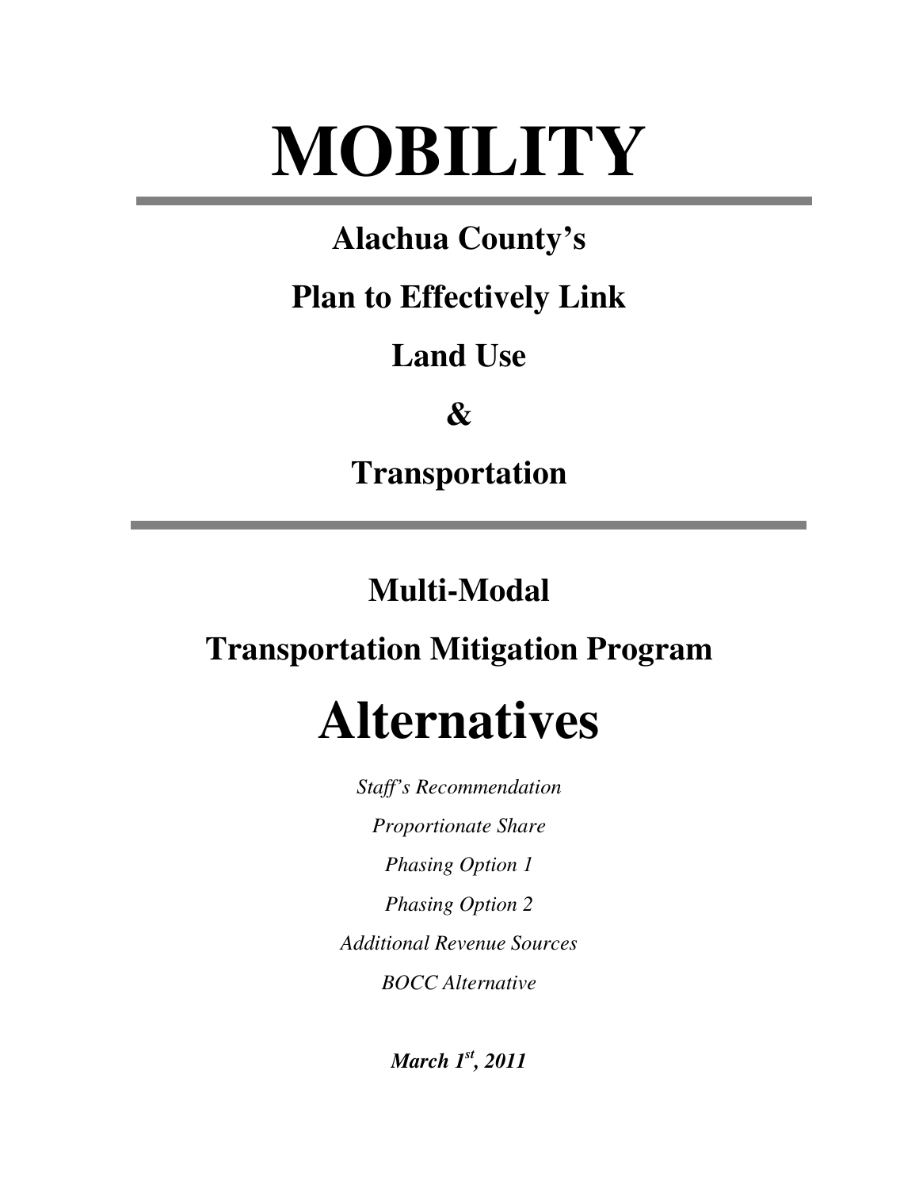# MOBILITY

---

## Alachua County's

## Plan to Effectively Link

## Land Use

## &

## Transportation

---

## Multi-Modal

## Transportation Mitigation Program

# Alternatives

*Staff's Recommendation*

*Proportionate Share*

*Phasing Option 1*

*Phasing Option 2*

*Additional Revenue Sources*

*BOCC Alternative*

***March 1st, 2011***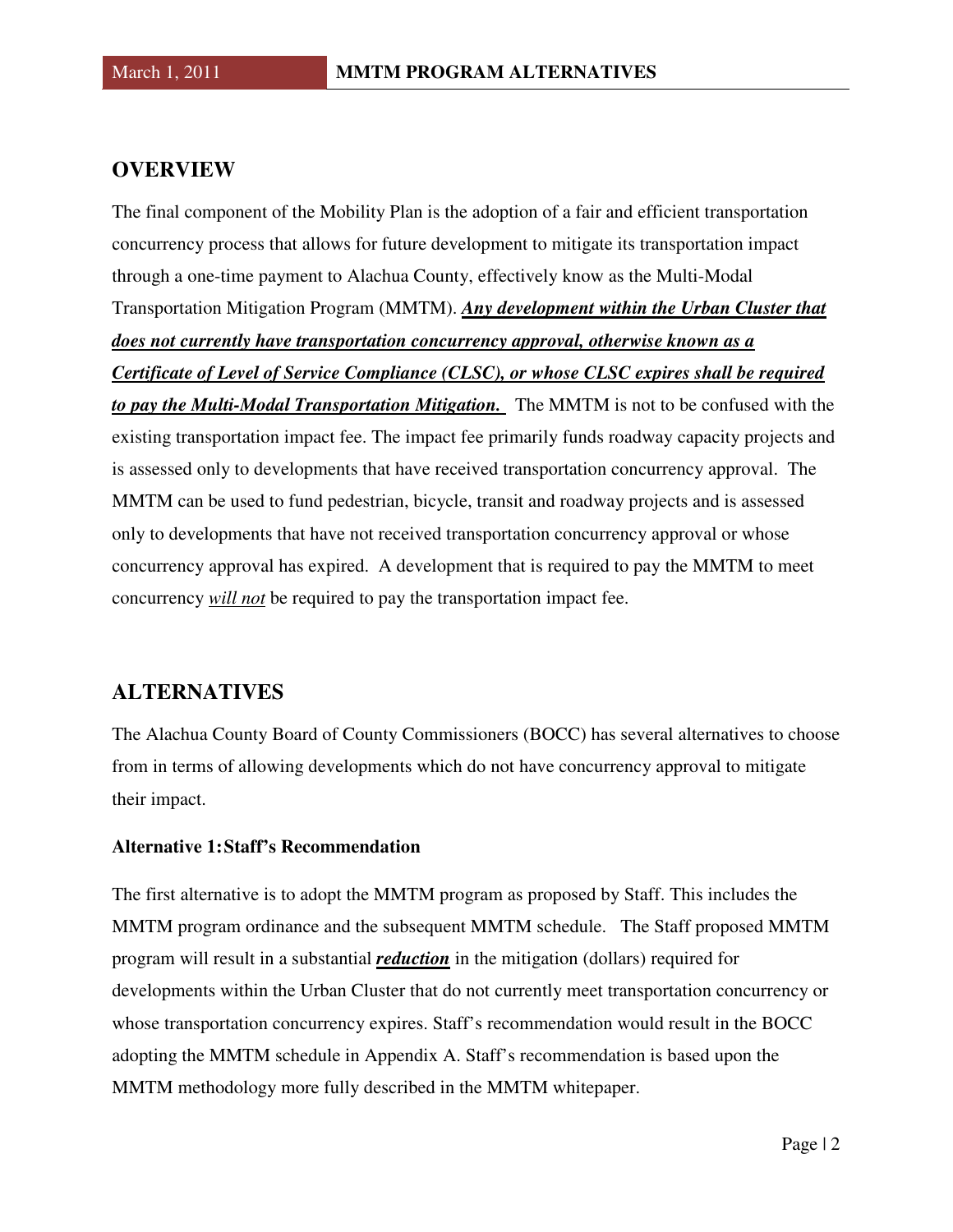## OVERVIEW

The final component of the Mobility Plan is the adoption of a fair and efficient transportation concurrency process that allows for future development to mitigate its transportation impact through a one-time payment to Alachua County, effectively know as the Multi-Modal Transportation Mitigation Program (MMTM). ***Any development within the Urban Cluster that does not currently have transportation concurrency approval, otherwise known as a Certificate of Level of Service Compliance (CLSC), or whose CLSC expires shall be required to pay the Multi-Modal Transportation Mitigation.*** The MMTM is not to be confused with the existing transportation impact fee. The impact fee primarily funds roadway capacity projects and is assessed only to developments that have received transportation concurrency approval. The MMTM can be used to fund pedestrian, bicycle, transit and roadway projects and is assessed only to developments that have not received transportation concurrency approval or whose concurrency approval has expired. A development that is required to pay the MMTM to meet concurrency *will not* be required to pay the transportation impact fee.

## ALTERNATIVES

The Alachua County Board of County Commissioners (BOCC) has several alternatives to choose from in terms of allowing developments which do not have concurrency approval to mitigate their impact.

**Alternative 1: Staff's Recommendation**

The first alternative is to adopt the MMTM program as proposed by Staff. This includes the MMTM program ordinance and the subsequent MMTM schedule. The Staff proposed MMTM program will result in a substantial ***reduction*** in the mitigation (dollars) required for developments within the Urban Cluster that do not currently meet transportation concurrency or whose transportation concurrency expires. Staff's recommendation would result in the BOCC adopting the MMTM schedule in Appendix A. Staff's recommendation is based upon the MMTM methodology more fully described in the MMTM whitepaper.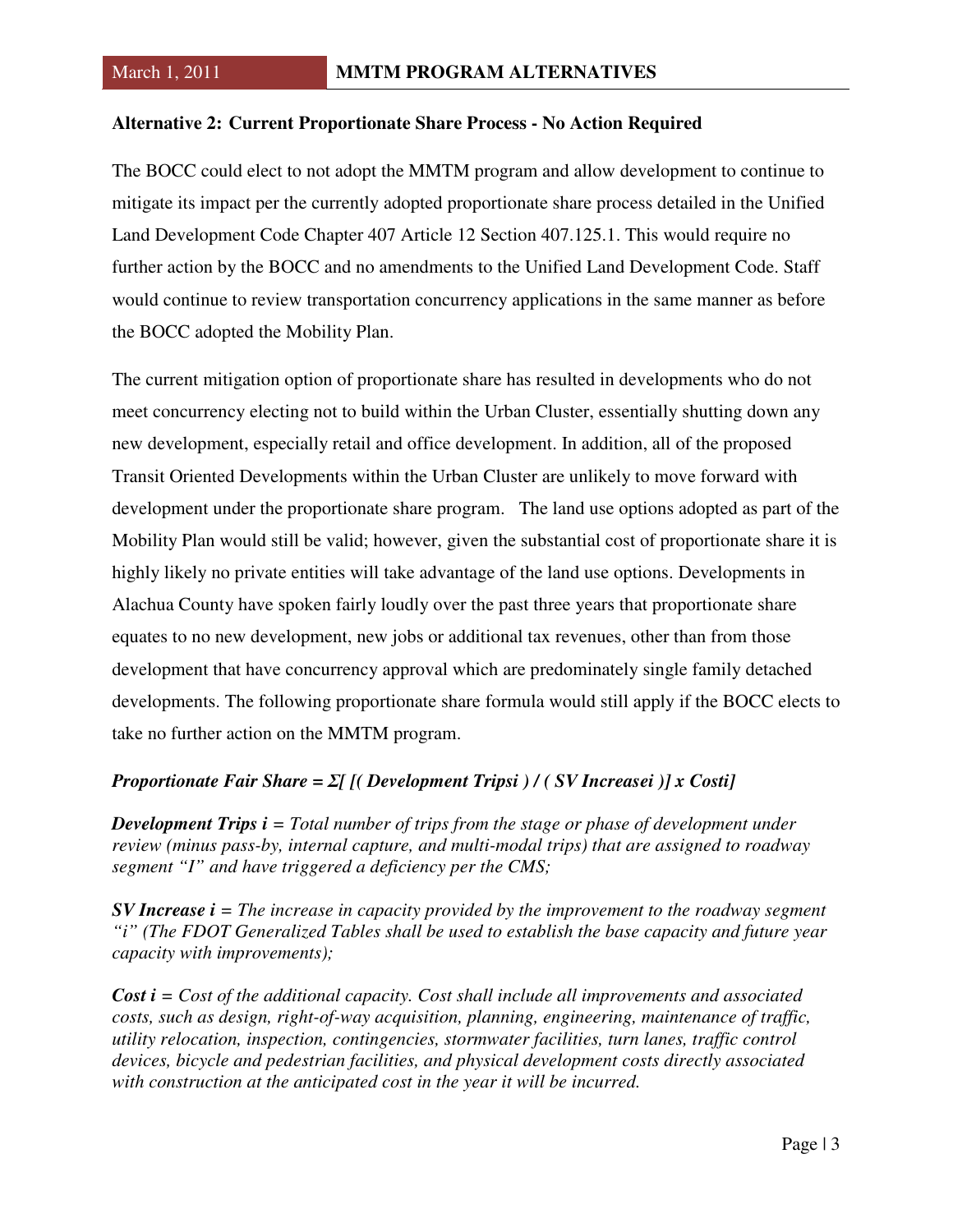### Alternative 2: Current Proportionate Share Process - No Action Required

The BOCC could elect to not adopt the MMTM program and allow development to continue to mitigate its impact per the currently adopted proportionate share process detailed in the Unified Land Development Code Chapter 407 Article 12 Section 407.125.1. This would require no further action by the BOCC and no amendments to the Unified Land Development Code. Staff would continue to review transportation concurrency applications in the same manner as before the BOCC adopted the Mobility Plan.

The current mitigation option of proportionate share has resulted in developments who do not meet concurrency electing not to build within the Urban Cluster, essentially shutting down any new development, especially retail and office development. In addition, all of the proposed Transit Oriented Developments within the Urban Cluster are unlikely to move forward with development under the proportionate share program. The land use options adopted as part of the Mobility Plan would still be valid; however, given the substantial cost of proportionate share it is highly likely no private entities will take advantage of the land use options. Developments in Alachua County have spoken fairly loudly over the past three years that proportionate share equates to no new development, new jobs or additional tax revenues, other than from those development that have concurrency approval which are predominately single family detached developments. The following proportionate share formula would still apply if the BOCC elects to take no further action on the MMTM program.

***Proportionate Fair Share = Σ[ [( Development Tripsi ) / ( SV Increasei )] x Costi]***

***Development Trips i*** *= Total number of trips from the stage or phase of development under review (minus pass-by, internal capture, and multi-modal trips) that are assigned to roadway segment "I" and have triggered a deficiency per the CMS;*

***SV Increase i*** *= The increase in capacity provided by the improvement to the roadway segment "i" (The FDOT Generalized Tables shall be used to establish the base capacity and future year capacity with improvements);*

***Cost i*** *= Cost of the additional capacity. Cost shall include all improvements and associated costs, such as design, right-of-way acquisition, planning, engineering, maintenance of traffic, utility relocation, inspection, contingencies, stormwater facilities, turn lanes, traffic control devices, bicycle and pedestrian facilities, and physical development costs directly associated with construction at the anticipated cost in the year it will be incurred.*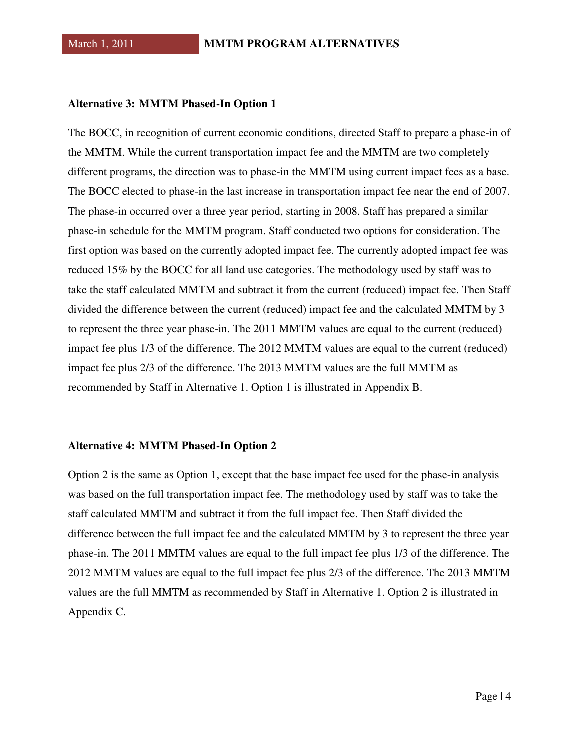### Alternative 3: MMTM Phased-In Option 1

The BOCC, in recognition of current economic conditions, directed Staff to prepare a phase-in of the MMTM. While the current transportation impact fee and the MMTM are two completely different programs, the direction was to phase-in the MMTM using current impact fees as a base. The BOCC elected to phase-in the last increase in transportation impact fee near the end of 2007. The phase-in occurred over a three year period, starting in 2008. Staff has prepared a similar phase-in schedule for the MMTM program. Staff conducted two options for consideration. The first option was based on the currently adopted impact fee. The currently adopted impact fee was reduced 15% by the BOCC for all land use categories. The methodology used by staff was to take the staff calculated MMTM and subtract it from the current (reduced) impact fee. Then Staff divided the difference between the current (reduced) impact fee and the calculated MMTM by 3 to represent the three year phase-in. The 2011 MMTM values are equal to the current (reduced) impact fee plus 1/3 of the difference. The 2012 MMTM values are equal to the current (reduced) impact fee plus 2/3 of the difference. The 2013 MMTM values are the full MMTM as recommended by Staff in Alternative 1. Option 1 is illustrated in Appendix B.

### Alternative 4: MMTM Phased-In Option 2

Option 2 is the same as Option 1, except that the base impact fee used for the phase-in analysis was based on the full transportation impact fee. The methodology used by staff was to take the staff calculated MMTM and subtract it from the full impact fee. Then Staff divided the difference between the full impact fee and the calculated MMTM by 3 to represent the three year phase-in. The 2011 MMTM values are equal to the full impact fee plus 1/3 of the difference. The 2012 MMTM values are equal to the full impact fee plus 2/3 of the difference. The 2013 MMTM values are the full MMTM as recommended by Staff in Alternative 1. Option 2 is illustrated in Appendix C.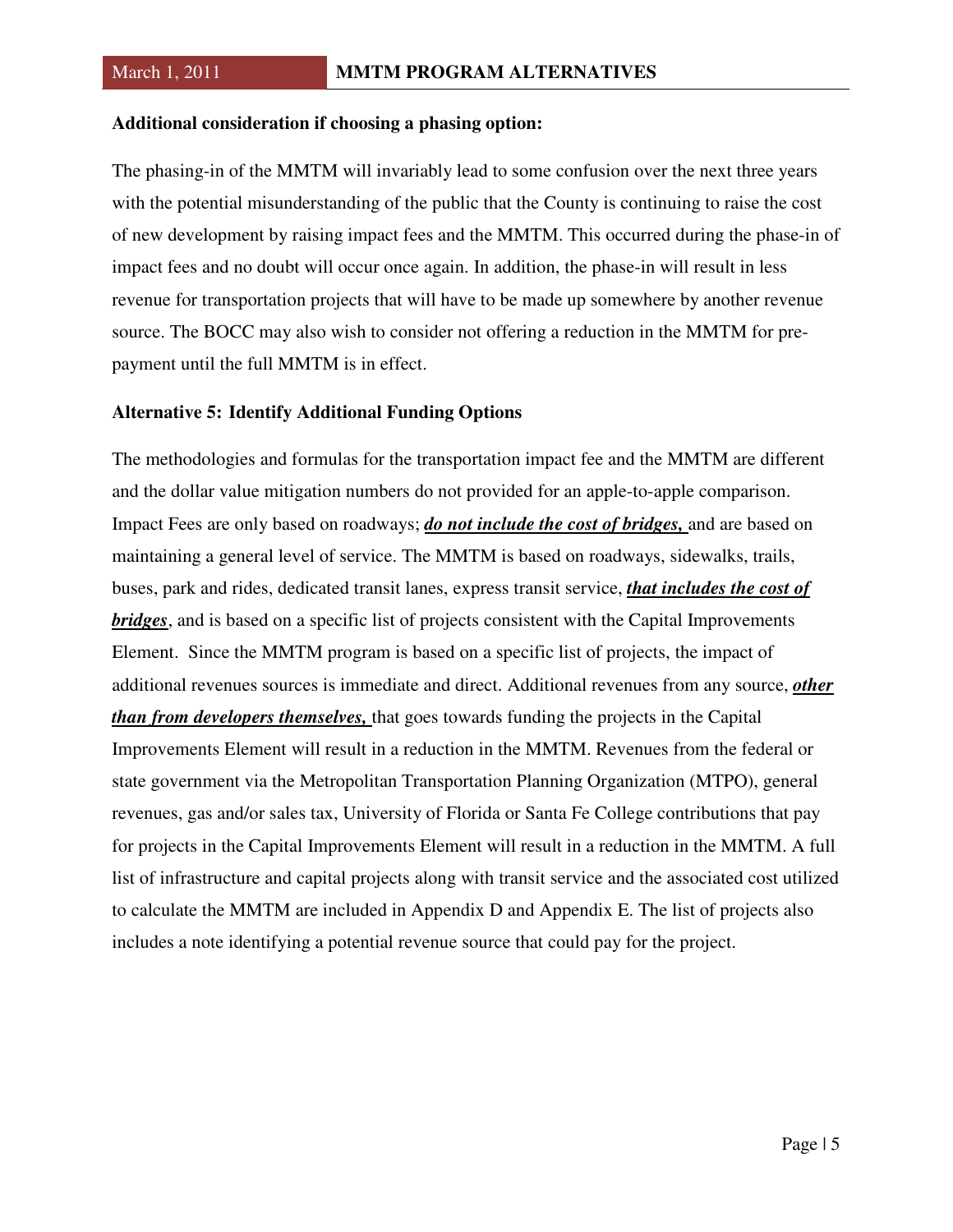**Additional consideration if choosing a phasing option:**

The phasing-in of the MMTM will invariably lead to some confusion over the next three years with the potential misunderstanding of the public that the County is continuing to raise the cost of new development by raising impact fees and the MMTM. This occurred during the phase-in of impact fees and no doubt will occur once again. In addition, the phase-in will result in less revenue for transportation projects that will have to be made up somewhere by another revenue source. The BOCC may also wish to consider not offering a reduction in the MMTM for pre-payment until the full MMTM is in effect.

**Alternative 5: Identify Additional Funding Options**

The methodologies and formulas for the transportation impact fee and the MMTM are different and the dollar value mitigation numbers do not provided for an apple-to-apple comparison. Impact Fees are only based on roadways; ***do not include the cost of bridges,*** and are based on maintaining a general level of service. The MMTM is based on roadways, sidewalks, trails, buses, park and rides, dedicated transit lanes, express transit service, ***that includes the cost of bridges***, and is based on a specific list of projects consistent with the Capital Improvements Element. Since the MMTM program is based on a specific list of projects, the impact of additional revenues sources is immediate and direct. Additional revenues from any source, ***other than from developers themselves,*** that goes towards funding the projects in the Capital Improvements Element will result in a reduction in the MMTM. Revenues from the federal or state government via the Metropolitan Transportation Planning Organization (MTPO), general revenues, gas and/or sales tax, University of Florida or Santa Fe College contributions that pay for projects in the Capital Improvements Element will result in a reduction in the MMTM. A full list of infrastructure and capital projects along with transit service and the associated cost utilized to calculate the MMTM are included in Appendix D and Appendix E. The list of projects also includes a note identifying a potential revenue source that could pay for the project.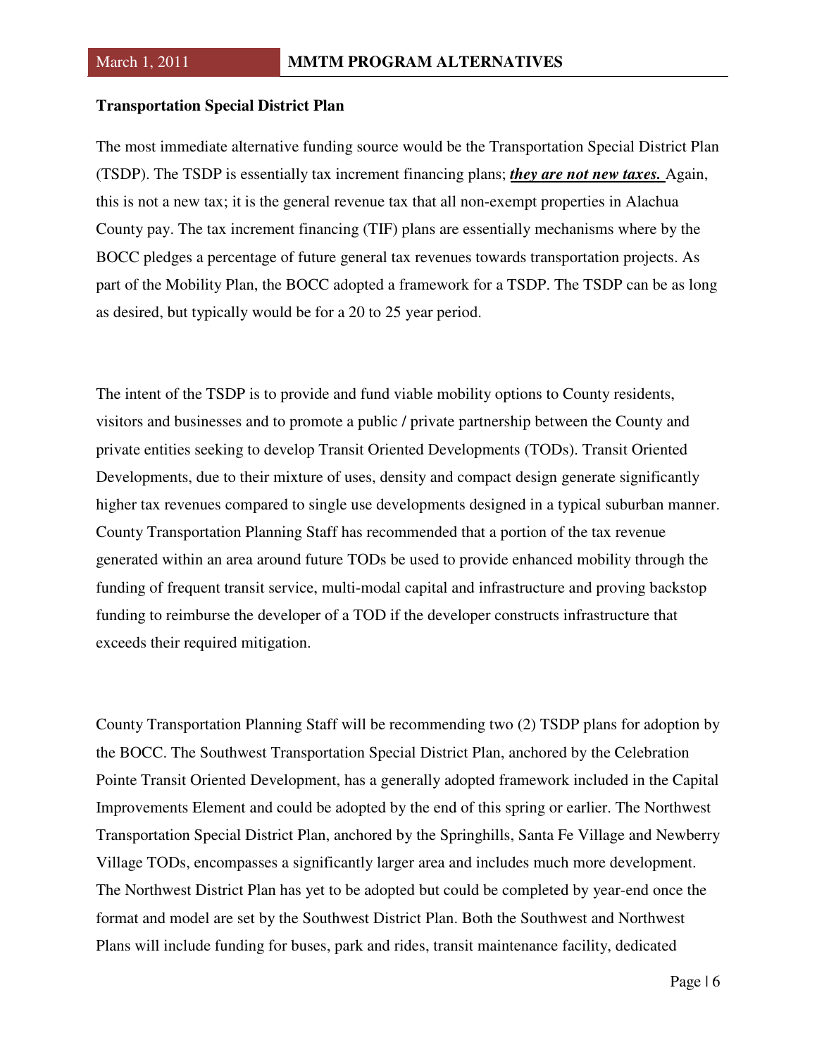**Transportation Special District Plan**

The most immediate alternative funding source would be the Transportation Special District Plan (TSDP). The TSDP is essentially tax increment financing plans; ***they are not new taxes.*** Again, this is not a new tax; it is the general revenue tax that all non-exempt properties in Alachua County pay. The tax increment financing (TIF) plans are essentially mechanisms where by the BOCC pledges a percentage of future general tax revenues towards transportation projects. As part of the Mobility Plan, the BOCC adopted a framework for a TSDP. The TSDP can be as long as desired, but typically would be for a 20 to 25 year period.

The intent of the TSDP is to provide and fund viable mobility options to County residents, visitors and businesses and to promote a public / private partnership between the County and private entities seeking to develop Transit Oriented Developments (TODs). Transit Oriented Developments, due to their mixture of uses, density and compact design generate significantly higher tax revenues compared to single use developments designed in a typical suburban manner. County Transportation Planning Staff has recommended that a portion of the tax revenue generated within an area around future TODs be used to provide enhanced mobility through the funding of frequent transit service, multi-modal capital and infrastructure and proving backstop funding to reimburse the developer of a TOD if the developer constructs infrastructure that exceeds their required mitigation.

County Transportation Planning Staff will be recommending two (2) TSDP plans for adoption by the BOCC. The Southwest Transportation Special District Plan, anchored by the Celebration Pointe Transit Oriented Development, has a generally adopted framework included in the Capital Improvements Element and could be adopted by the end of this spring or earlier. The Northwest Transportation Special District Plan, anchored by the Springhills, Santa Fe Village and Newberry Village TODs, encompasses a significantly larger area and includes much more development. The Northwest District Plan has yet to be adopted but could be completed by year-end once the format and model are set by the Southwest District Plan. Both the Southwest and Northwest Plans will include funding for buses, park and rides, transit maintenance facility, dedicated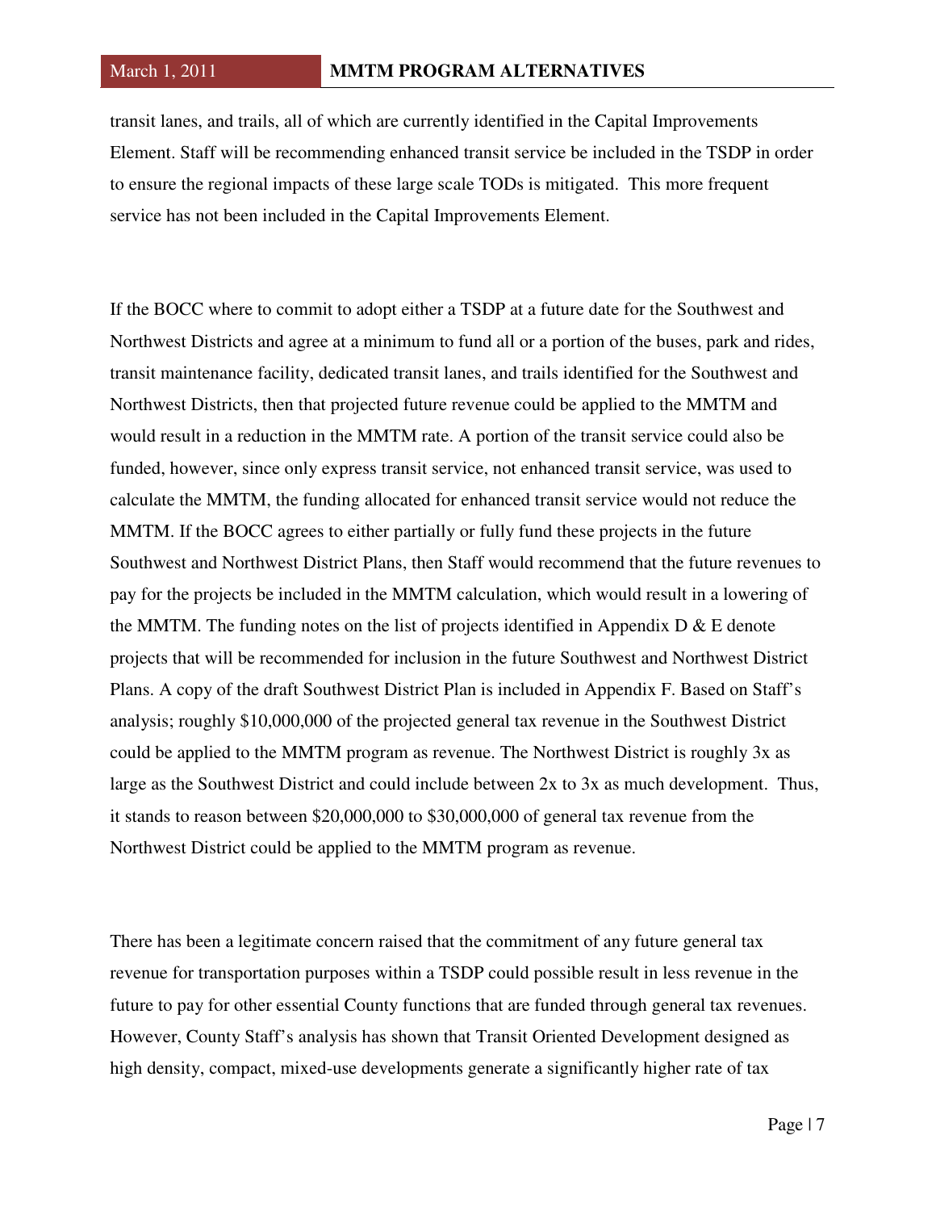transit lanes, and trails, all of which are currently identified in the Capital Improvements Element. Staff will be recommending enhanced transit service be included in the TSDP in order to ensure the regional impacts of these large scale TODs is mitigated. This more frequent service has not been included in the Capital Improvements Element.

If the BOCC where to commit to adopt either a TSDP at a future date for the Southwest and Northwest Districts and agree at a minimum to fund all or a portion of the buses, park and rides, transit maintenance facility, dedicated transit lanes, and trails identified for the Southwest and Northwest Districts, then that projected future revenue could be applied to the MMTM and would result in a reduction in the MMTM rate. A portion of the transit service could also be funded, however, since only express transit service, not enhanced transit service, was used to calculate the MMTM, the funding allocated for enhanced transit service would not reduce the MMTM. If the BOCC agrees to either partially or fully fund these projects in the future Southwest and Northwest District Plans, then Staff would recommend that the future revenues to pay for the projects be included in the MMTM calculation, which would result in a lowering of the MMTM. The funding notes on the list of projects identified in Appendix D & E denote projects that will be recommended for inclusion in the future Southwest and Northwest District Plans. A copy of the draft Southwest District Plan is included in Appendix F. Based on Staff's analysis; roughly $10,000,000 of the projected general tax revenue in the Southwest District could be applied to the MMTM program as revenue. The Northwest District is roughly 3x as large as the Southwest District and could include between 2x to 3x as much development. Thus, it stands to reason between $20,000,000 to $30,000,000 of general tax revenue from the Northwest District could be applied to the MMTM program as revenue.

There has been a legitimate concern raised that the commitment of any future general tax revenue for transportation purposes within a TSDP could possible result in less revenue in the future to pay for other essential County functions that are funded through general tax revenues. However, County Staff's analysis has shown that Transit Oriented Development designed as high density, compact, mixed-use developments generate a significantly higher rate of tax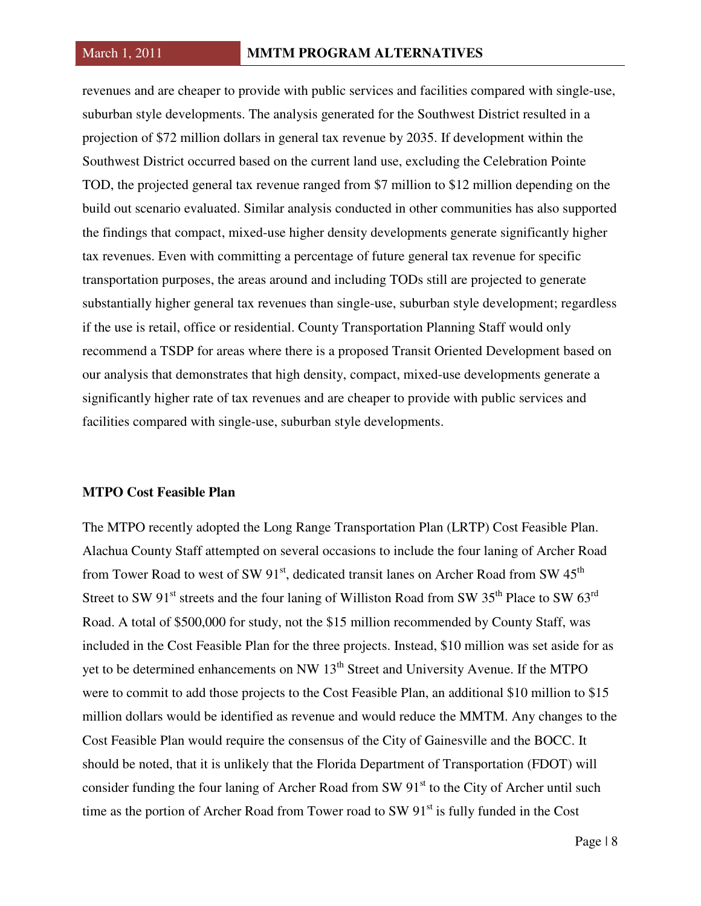revenues and are cheaper to provide with public services and facilities compared with single-use, suburban style developments. The analysis generated for the Southwest District resulted in a projection of $72 million dollars in general tax revenue by 2035. If development within the Southwest District occurred based on the current land use, excluding the Celebration Pointe TOD, the projected general tax revenue ranged from $7 million to $12 million depending on the build out scenario evaluated. Similar analysis conducted in other communities has also supported the findings that compact, mixed-use higher density developments generate significantly higher tax revenues. Even with committing a percentage of future general tax revenue for specific transportation purposes, the areas around and including TODs still are projected to generate substantially higher general tax revenues than single-use, suburban style development; regardless if the use is retail, office or residential. County Transportation Planning Staff would only recommend a TSDP for areas where there is a proposed Transit Oriented Development based on our analysis that demonstrates that high density, compact, mixed-use developments generate a significantly higher rate of tax revenues and are cheaper to provide with public services and facilities compared with single-use, suburban style developments.

**MTPO Cost Feasible Plan**

The MTPO recently adopted the Long Range Transportation Plan (LRTP) Cost Feasible Plan. Alachua County Staff attempted on several occasions to include the four laning of Archer Road from Tower Road to west of SW 91st, dedicated transit lanes on Archer Road from SW 45th Street to SW 91st streets and the four laning of Williston Road from SW 35th Place to SW 63rd Road. A total of $500,000 for study, not the $15 million recommended by County Staff, was included in the Cost Feasible Plan for the three projects. Instead, $10 million was set aside for as yet to be determined enhancements on NW 13th Street and University Avenue. If the MTPO were to commit to add those projects to the Cost Feasible Plan, an additional $10 million to $15 million dollars would be identified as revenue and would reduce the MMTM. Any changes to the Cost Feasible Plan would require the consensus of the City of Gainesville and the BOCC. It should be noted, that it is unlikely that the Florida Department of Transportation (FDOT) will consider funding the four laning of Archer Road from SW 91st to the City of Archer until such time as the portion of Archer Road from Tower road to SW 91st is fully funded in the Cost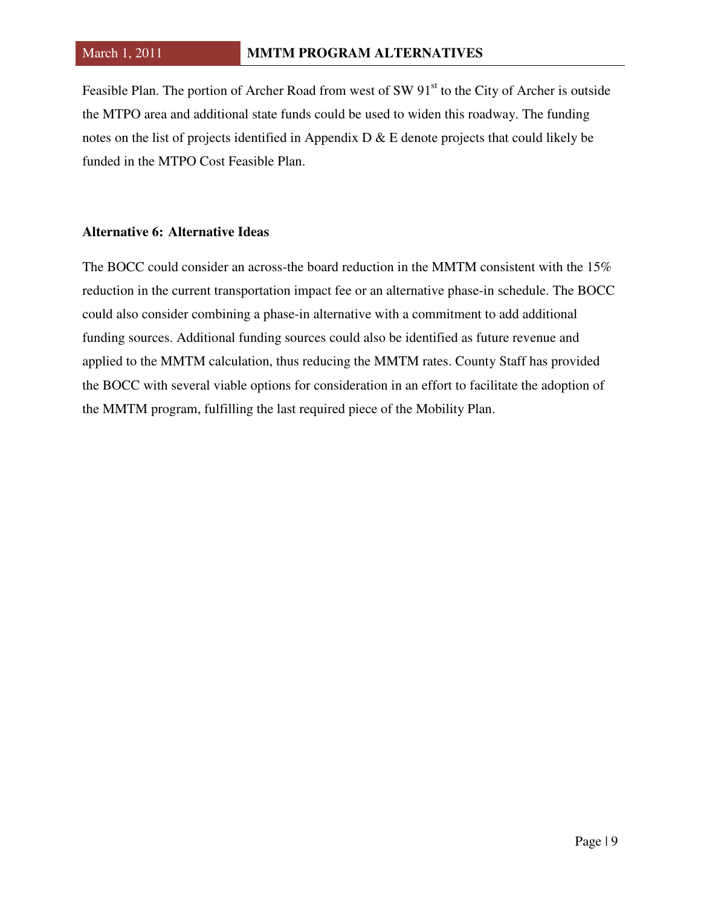Feasible Plan. The portion of Archer Road from west of SW 91st to the City of Archer is outside the MTPO area and additional state funds could be used to widen this roadway. The funding notes on the list of projects identified in Appendix D & E denote projects that could likely be funded in the MTPO Cost Feasible Plan.

**Alternative 6: Alternative Ideas**

The BOCC could consider an across-the board reduction in the MMTM consistent with the 15% reduction in the current transportation impact fee or an alternative phase-in schedule. The BOCC could also consider combining a phase-in alternative with a commitment to add additional funding sources. Additional funding sources could also be identified as future revenue and applied to the MMTM calculation, thus reducing the MMTM rates. County Staff has provided the BOCC with several viable options for consideration in an effort to facilitate the adoption of the MMTM program, fulfilling the last required piece of the Mobility Plan.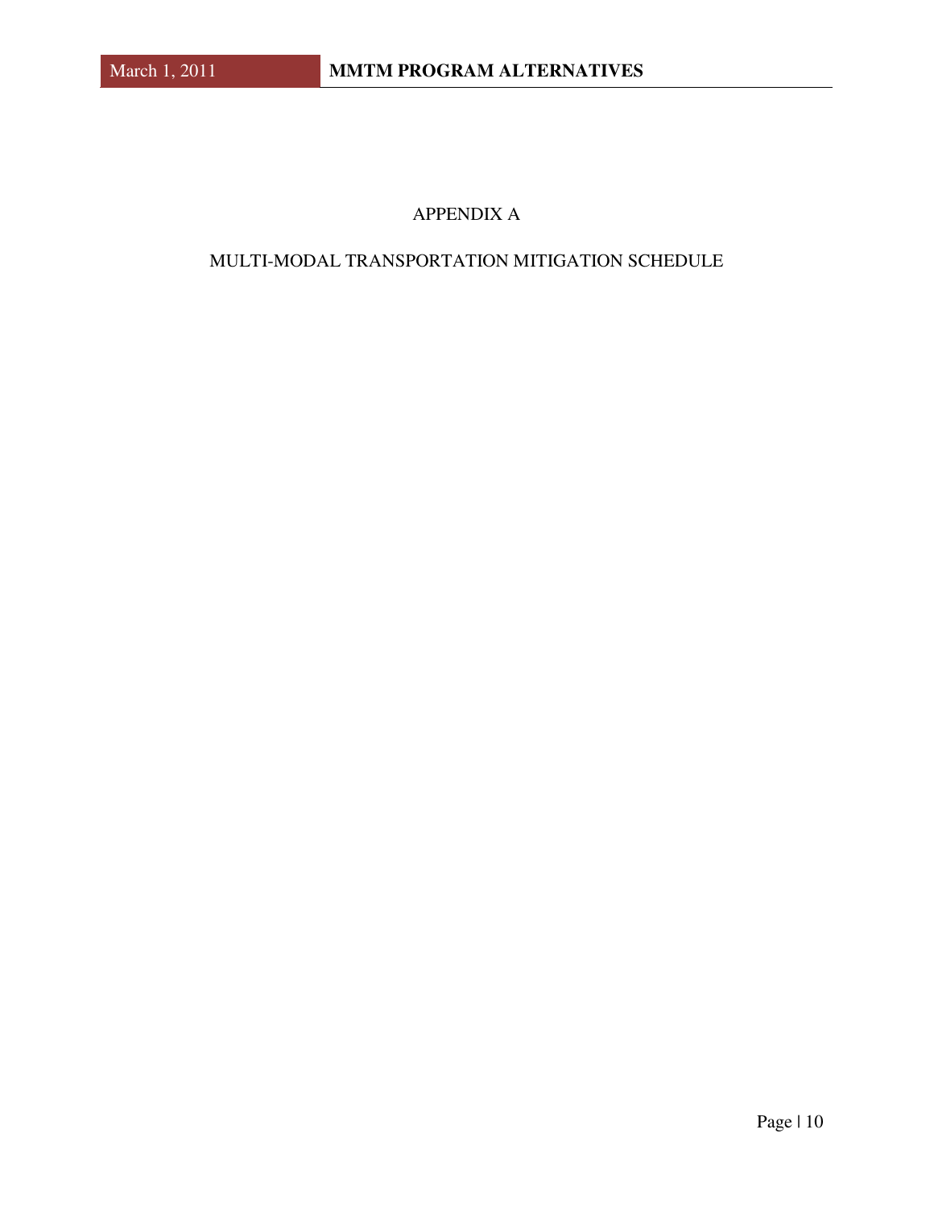# APPENDIX A

## MULTI-MODAL TRANSPORTATION MITIGATION SCHEDULE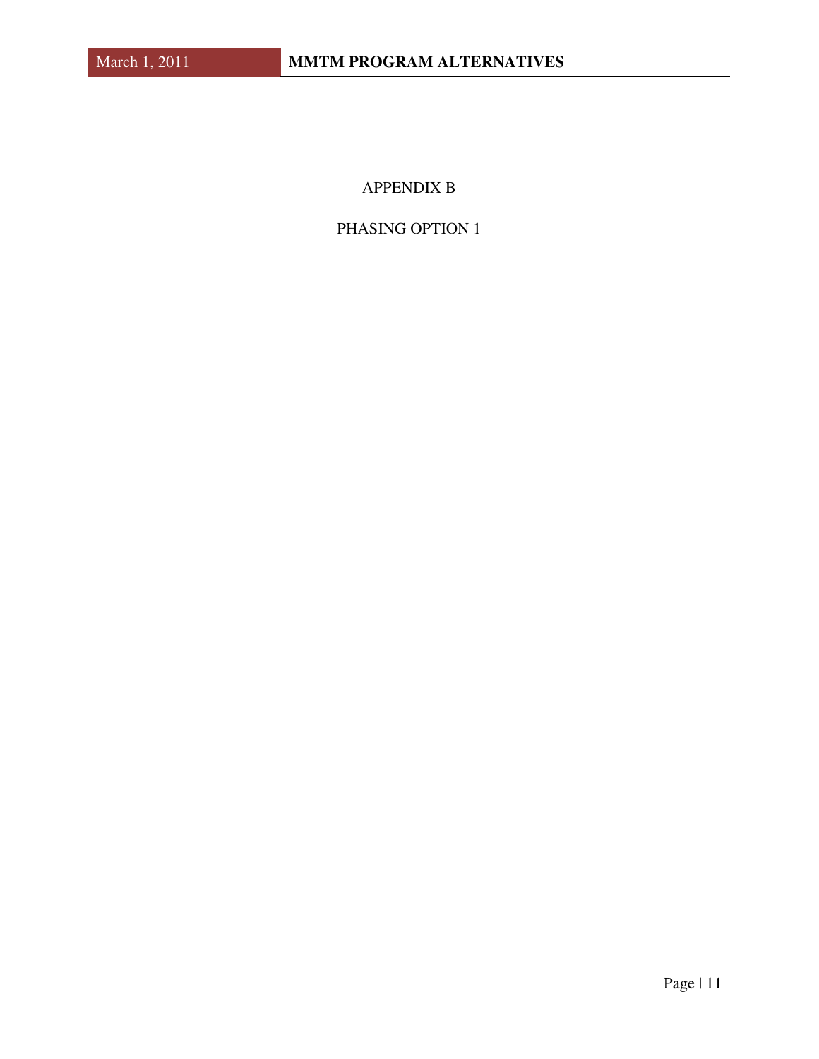# APPENDIX B

## PHASING OPTION 1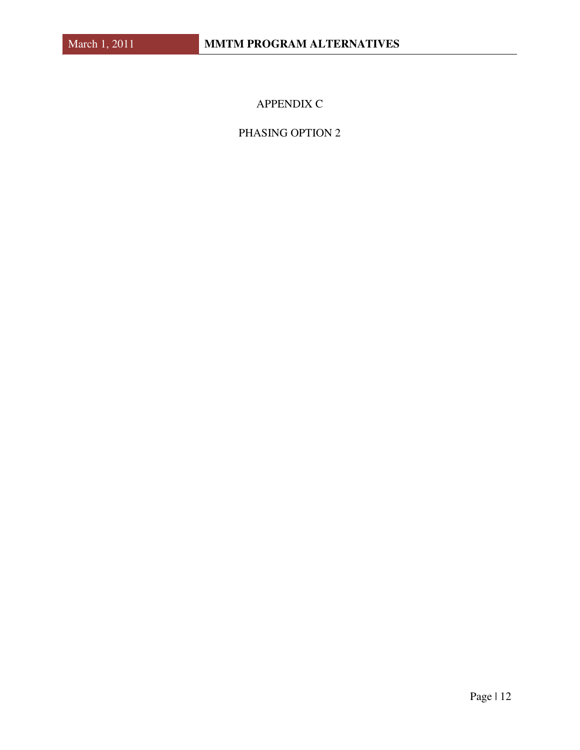# APPENDIX C

## PHASING OPTION 2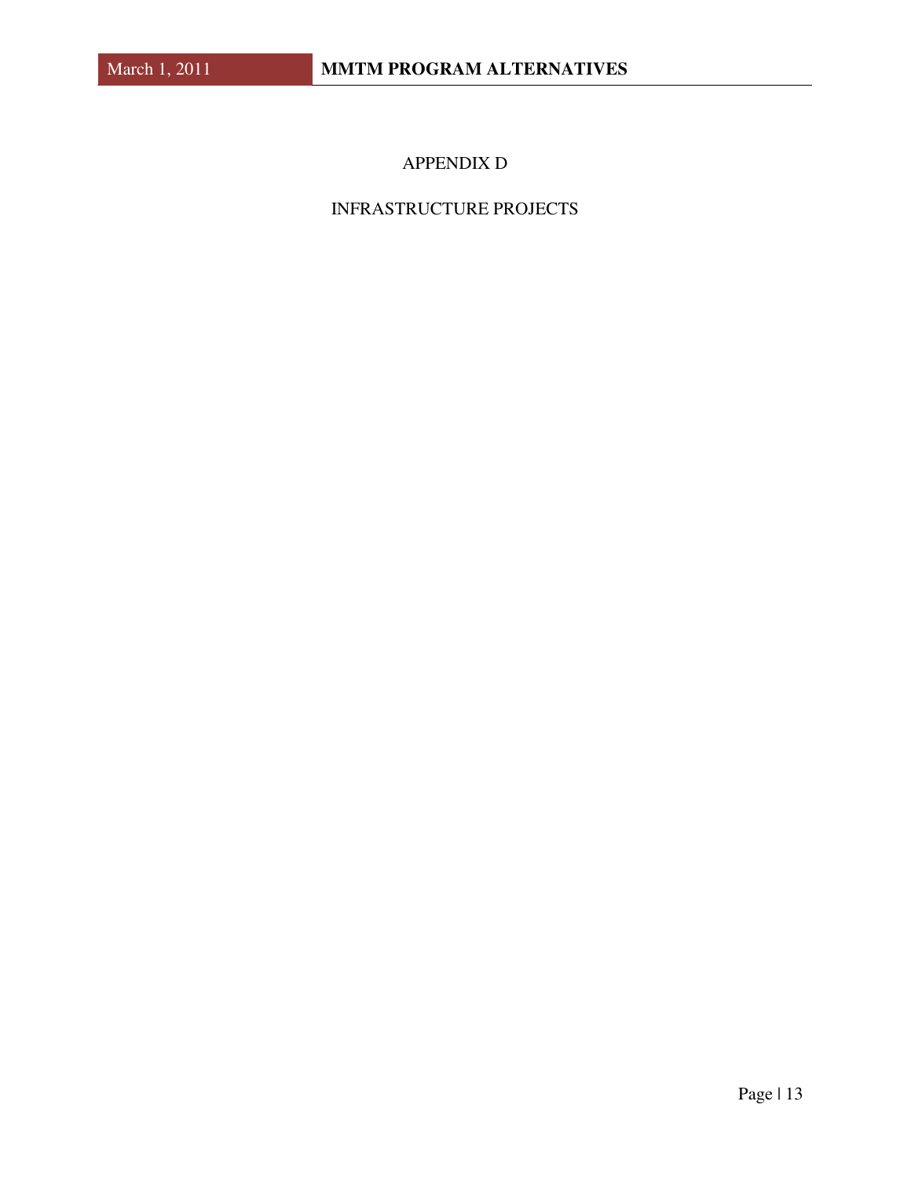# APPENDIX D

## INFRASTRUCTURE PROJECTS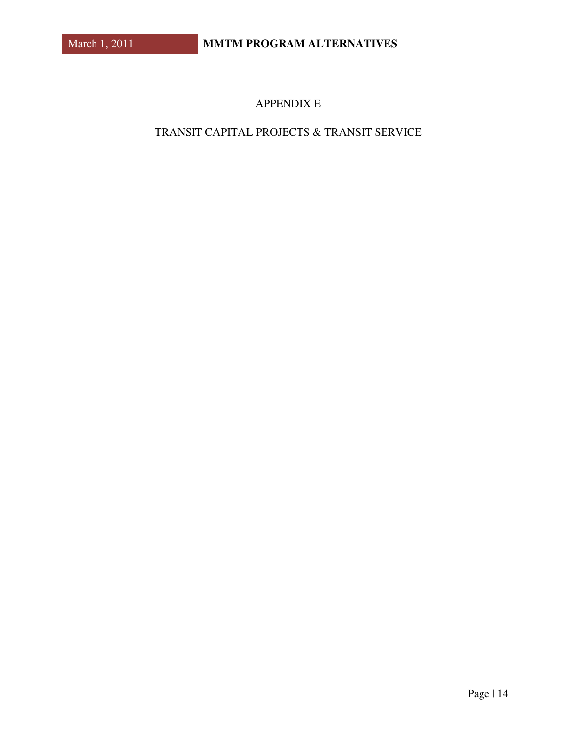# APPENDIX E

## TRANSIT CAPITAL PROJECTS & TRANSIT SERVICE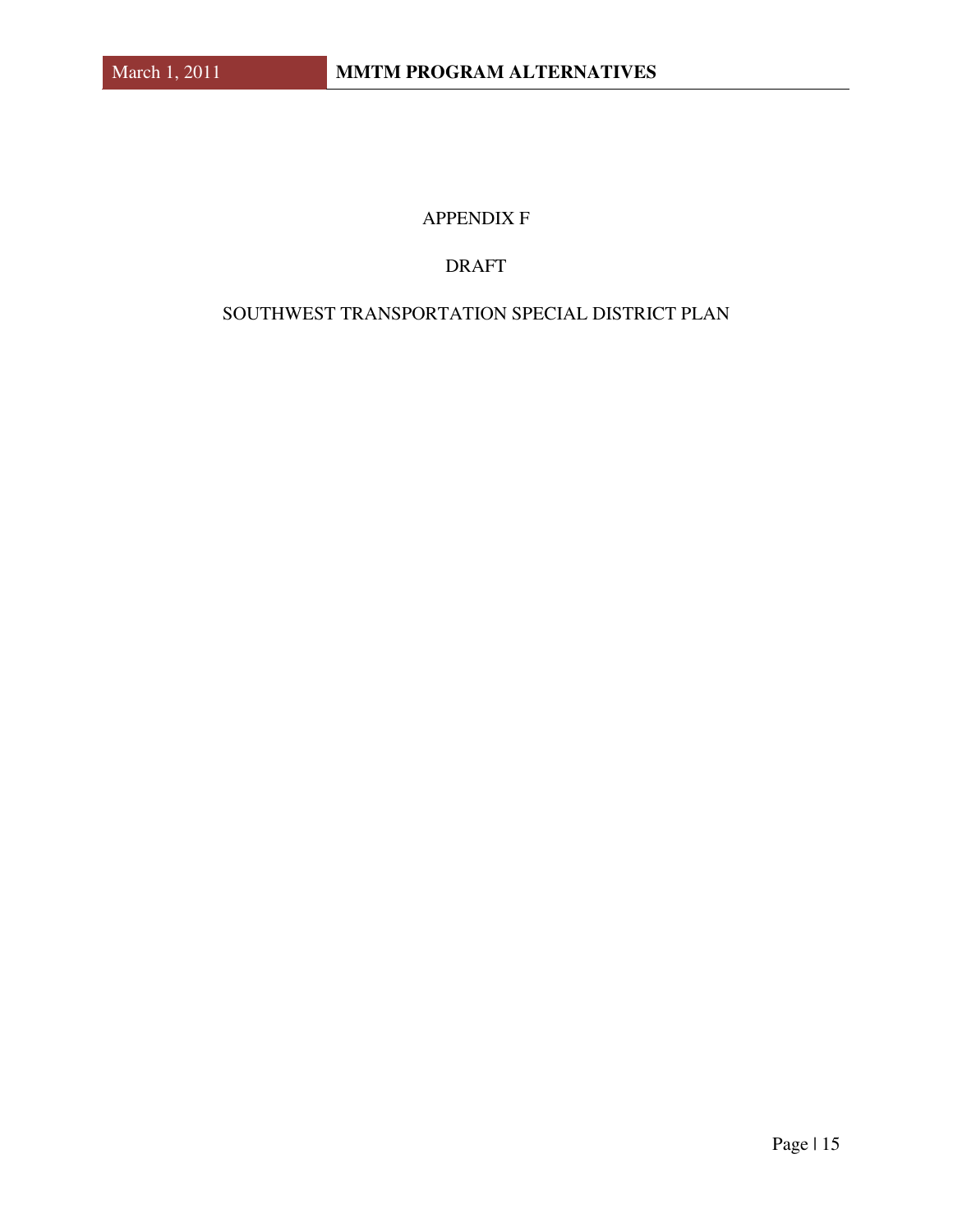APPENDIX F

DRAFT

SOUTHWEST TRANSPORTATION SPECIAL DISTRICT PLAN